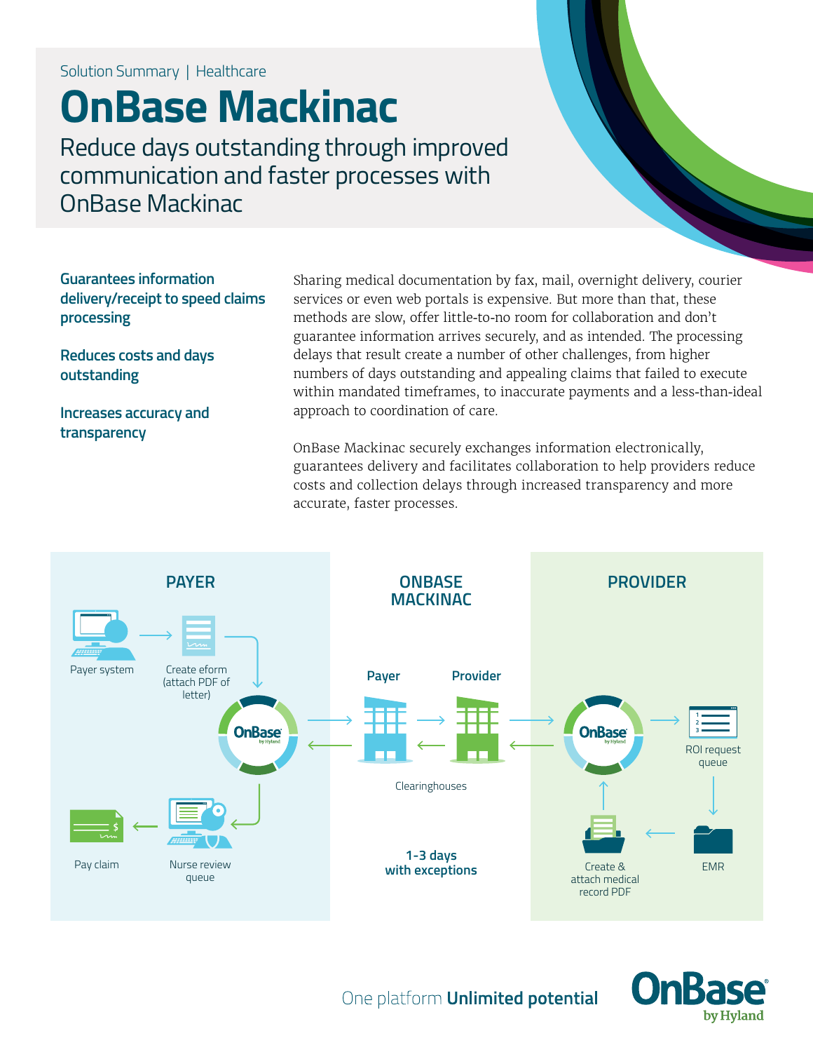Solution Summary | Healthcare

# OnBase Mackinac

## Reduce days outstanding through improved communication and faster processes with OnBase Mackinac

**Guarantees information delivery/receipt to speed claims processing**

**Reduces costs and days outstanding**

**Increases accuracy and transparency**

Sharing medical documentation by fax, mail, overnight delivery, courier services or even web portals is expensive. But more than that, these methods are slow, offer little-to-no room for collaboration and don't guarantee information arrives securely, and as intended. The processing delays that result create a number of other challenges, from higher numbers of days outstanding and appealing claims that failed to execute within mandated timeframes, to inaccurate payments and a less-than-ideal approach to coordination of care.

OnBase Mackinac securely exchanges information electronically, guarantees delivery and facilitates collaboration to help providers reduce costs and collection delays through increased transparency and more accurate, faster processes.

**PAYER**

Payer system → Create eform (attach PDF of letter) → OnBase → Nurse review queue → Pay claim

**ONBASE MACKINAC**

Payer ⇄ Provider

Clearinghouses

**1-3 days with exceptions**

**PROVIDER**

OnBase → ROI request queue → EMR → Create & attach medical record PDF → OnBase

One platform **Unlimited potential**

OnBase by Hyland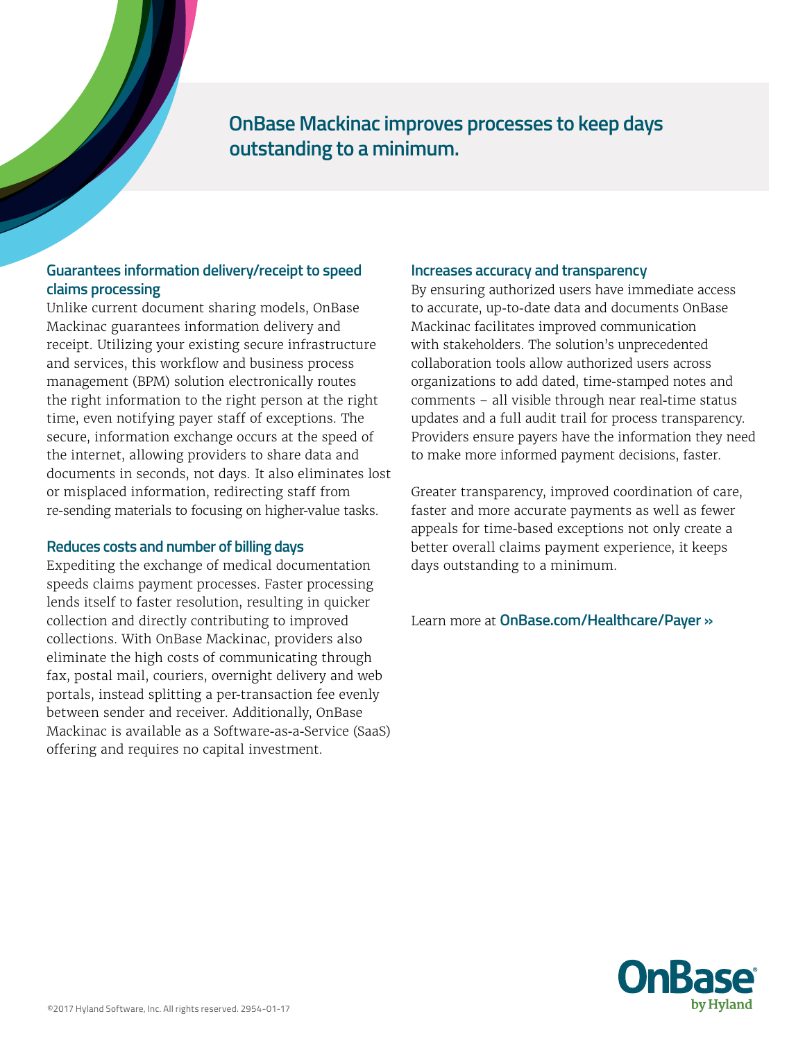## OnBase Mackinac improves processes to keep days outstanding to a minimum.

### Guarantees information delivery/receipt to speed claims processing

Unlike current document sharing models, OnBase Mackinac guarantees information delivery and receipt. Utilizing your existing secure infrastructure and services, this workflow and business process management (BPM) solution electronically routes the right information to the right person at the right time, even notifying payer staff of exceptions. The secure, information exchange occurs at the speed of the internet, allowing providers to share data and documents in seconds, not days. It also eliminates lost or misplaced information, redirecting staff from re-sending materials to focusing on higher-value tasks.

### Reduces costs and number of billing days

Expediting the exchange of medical documentation speeds claims payment processes. Faster processing lends itself to faster resolution, resulting in quicker collection and directly contributing to improved collections. With OnBase Mackinac, providers also eliminate the high costs of communicating through fax, postal mail, couriers, overnight delivery and web portals, instead splitting a per-transaction fee evenly between sender and receiver. Additionally, OnBase Mackinac is available as a Software-as-a-Service (SaaS) offering and requires no capital investment.

### Increases accuracy and transparency

By ensuring authorized users have immediate access to accurate, up-to-date data and documents OnBase Mackinac facilitates improved communication with stakeholders. The solution's unprecedented collaboration tools allow authorized users across organizations to add dated, time-stamped notes and comments – all visible through near real-time status updates and a full audit trail for process transparency. Providers ensure payers have the information they need to make more informed payment decisions, faster.

Greater transparency, improved coordination of care, faster and more accurate payments as well as fewer appeals for time-based exceptions not only create a better overall claims payment experience, it keeps days outstanding to a minimum.

Learn more at **OnBase.com/Healthcare/Payer ››**

OnBase by Hyland

©2017 Hyland Software, Inc. All rights reserved. 2954-01-17